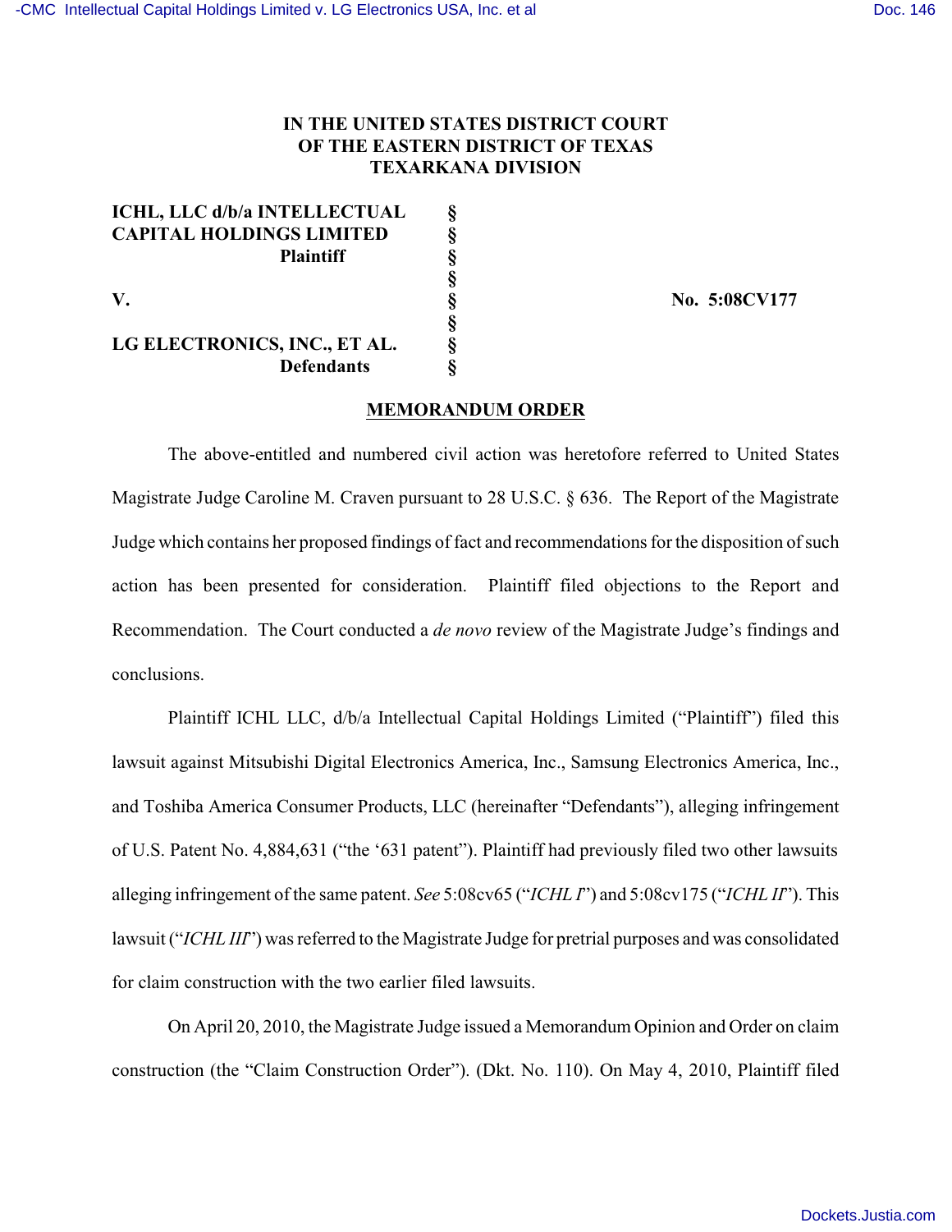**IN THE UNITED STATES DISTRICT COURT**
**OF THE EASTERN DISTRICT OF TEXAS**
**TEXARKANA DIVISION**

| | | |
|---|---|---|
| **ICHL, LLC d/b/a INTELLECTUAL CAPITAL HOLDINGS LIMITED** | § | |
| **Plaintiff** | § | |
| | § | |
| **V.** | § | **No. 5:08CV177** |
| | § | |
| **LG ELECTRONICS, INC., ET AL.** | § | |
| **Defendants** | § | |

**MEMORANDUM ORDER**

The above-entitled and numbered civil action was heretofore referred to United States Magistrate Judge Caroline M. Craven pursuant to 28 U.S.C. § 636. The Report of the Magistrate Judge which contains her proposed findings of fact and recommendations for the disposition of such action has been presented for consideration. Plaintiff filed objections to the Report and Recommendation. The Court conducted a *de novo* review of the Magistrate Judge's findings and conclusions.

Plaintiff ICHL LLC, d/b/a Intellectual Capital Holdings Limited ("Plaintiff") filed this lawsuit against Mitsubishi Digital Electronics America, Inc., Samsung Electronics America, Inc., and Toshiba America Consumer Products, LLC (hereinafter "Defendants"), alleging infringement of U.S. Patent No. 4,884,631 ("the '631 patent"). Plaintiff had previously filed two other lawsuits alleging infringement of the same patent. *See* 5:08cv65 ("*ICHL I*") and 5:08cv175 ("*ICHL II*"). This lawsuit ("*ICHL III*") was referred to the Magistrate Judge for pretrial purposes and was consolidated for claim construction with the two earlier filed lawsuits.

On April 20, 2010, the Magistrate Judge issued a Memorandum Opinion and Order on claim construction (the "Claim Construction Order"). (Dkt. No. 110). On May 4, 2010, Plaintiff filed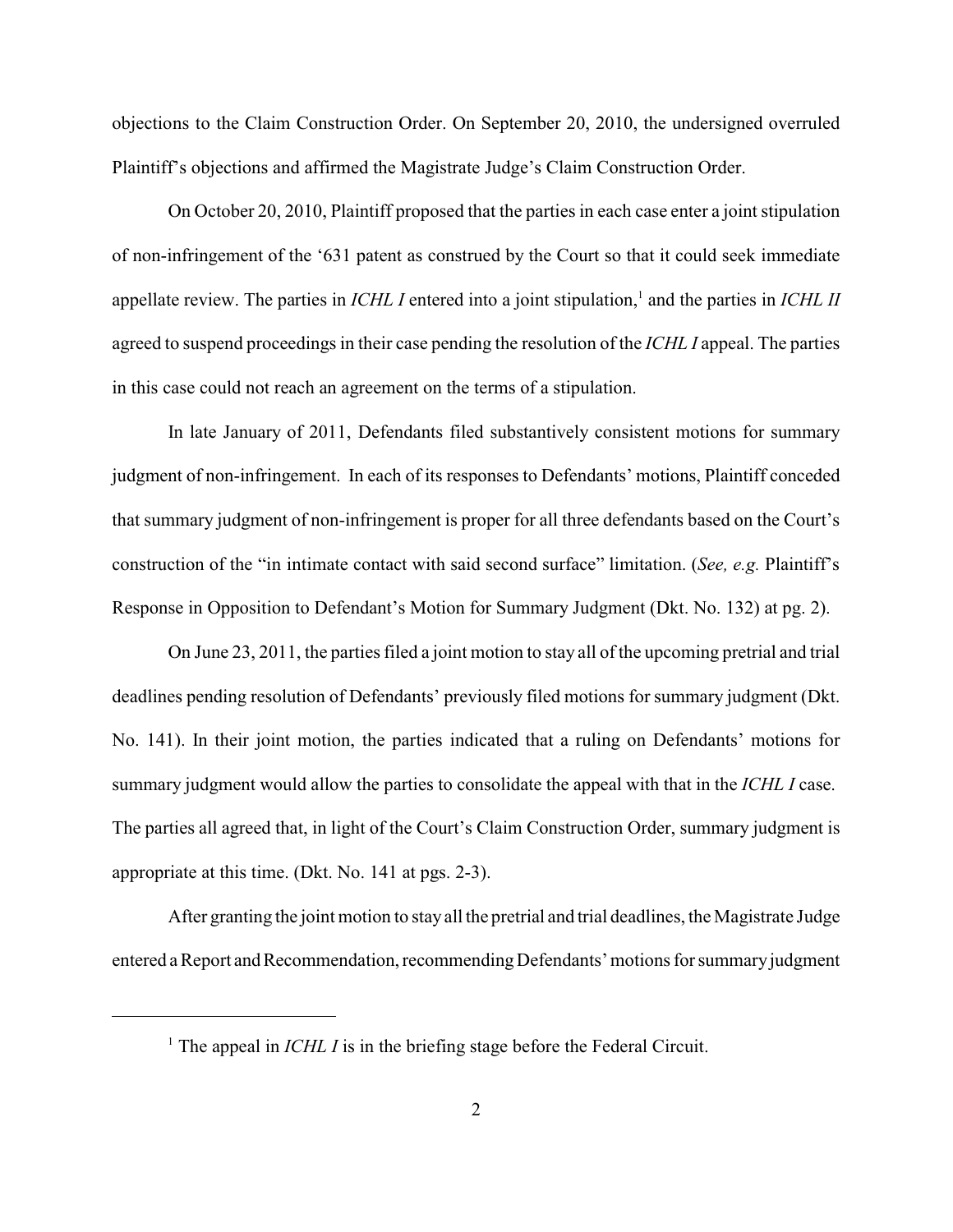objections to the Claim Construction Order. On September 20, 2010, the undersigned overruled Plaintiff's objections and affirmed the Magistrate Judge's Claim Construction Order.

On October 20, 2010, Plaintiff proposed that the parties in each case enter a joint stipulation of non-infringement of the '631 patent as construed by the Court so that it could seek immediate appellate review. The parties in *ICHL I* entered into a joint stipulation,[1] and the parties in *ICHL II* agreed to suspend proceedings in their case pending the resolution of the *ICHL I* appeal. The parties in this case could not reach an agreement on the terms of a stipulation.

In late January of 2011, Defendants filed substantively consistent motions for summary judgment of non-infringement. In each of its responses to Defendants' motions, Plaintiff conceded that summary judgment of non-infringement is proper for all three defendants based on the Court's construction of the "in intimate contact with said second surface" limitation. (*See, e.g.* Plaintiff's Response in Opposition to Defendant's Motion for Summary Judgment (Dkt. No. 132) at pg. 2).

On June 23, 2011, the parties filed a joint motion to stay all of the upcoming pretrial and trial deadlines pending resolution of Defendants' previously filed motions for summary judgment (Dkt. No. 141). In their joint motion, the parties indicated that a ruling on Defendants' motions for summary judgment would allow the parties to consolidate the appeal with that in the *ICHL I* case. The parties all agreed that, in light of the Court's Claim Construction Order, summary judgment is appropriate at this time. (Dkt. No. 141 at pgs. 2-3).

After granting the joint motion to stay all the pretrial and trial deadlines, the Magistrate Judge entered a Report and Recommendation, recommending Defendants' motions for summary judgment

---

[1] The appeal in *ICHL I* is in the briefing stage before the Federal Circuit.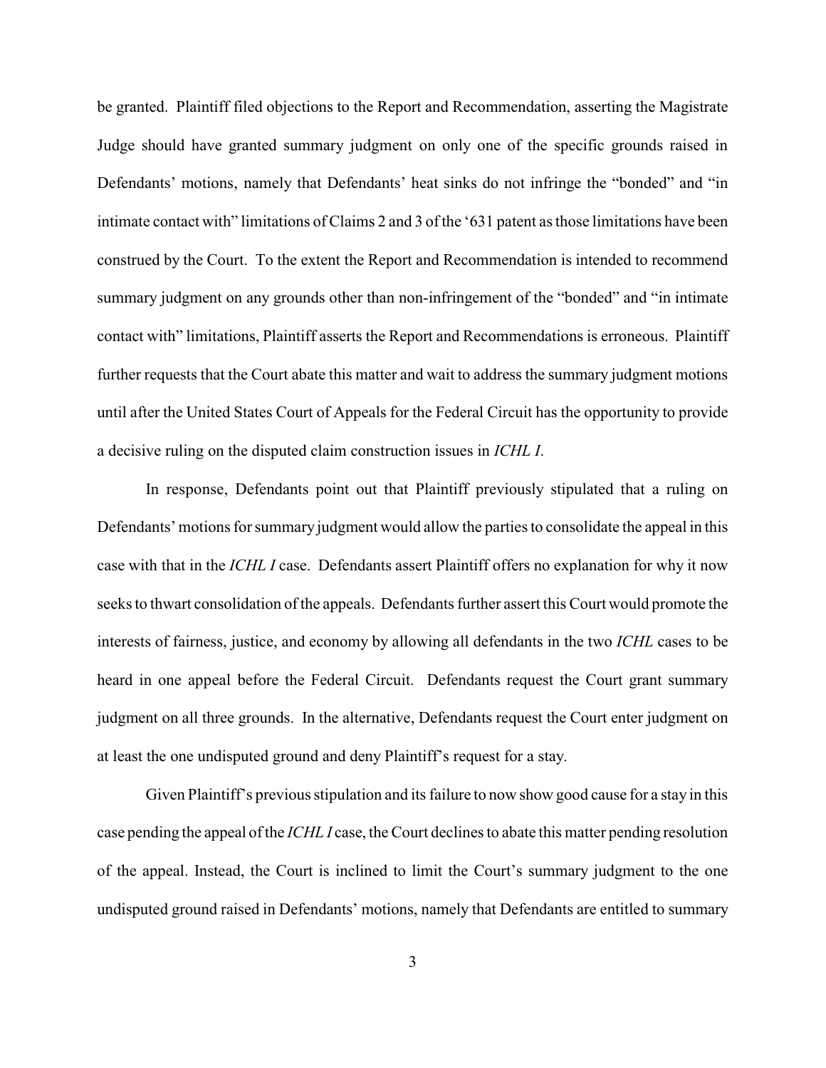be granted. Plaintiff filed objections to the Report and Recommendation, asserting the Magistrate Judge should have granted summary judgment on only one of the specific grounds raised in Defendants' motions, namely that Defendants' heat sinks do not infringe the "bonded" and "in intimate contact with" limitations of Claims 2 and 3 of the '631 patent as those limitations have been construed by the Court. To the extent the Report and Recommendation is intended to recommend summary judgment on any grounds other than non-infringement of the "bonded" and "in intimate contact with" limitations, Plaintiff asserts the Report and Recommendations is erroneous. Plaintiff further requests that the Court abate this matter and wait to address the summary judgment motions until after the United States Court of Appeals for the Federal Circuit has the opportunity to provide a decisive ruling on the disputed claim construction issues in *ICHL I*.

In response, Defendants point out that Plaintiff previously stipulated that a ruling on Defendants' motions for summary judgment would allow the parties to consolidate the appeal in this case with that in the *ICHL I* case. Defendants assert Plaintiff offers no explanation for why it now seeks to thwart consolidation of the appeals. Defendants further assert this Court would promote the interests of fairness, justice, and economy by allowing all defendants in the two *ICHL* cases to be heard in one appeal before the Federal Circuit. Defendants request the Court grant summary judgment on all three grounds. In the alternative, Defendants request the Court enter judgment on at least the one undisputed ground and deny Plaintiff's request for a stay.

Given Plaintiff's previous stipulation and its failure to now show good cause for a stay in this case pending the appeal of the *ICHL I* case, the Court declines to abate this matter pending resolution of the appeal. Instead, the Court is inclined to limit the Court's summary judgment to the one undisputed ground raised in Defendants' motions, namely that Defendants are entitled to summary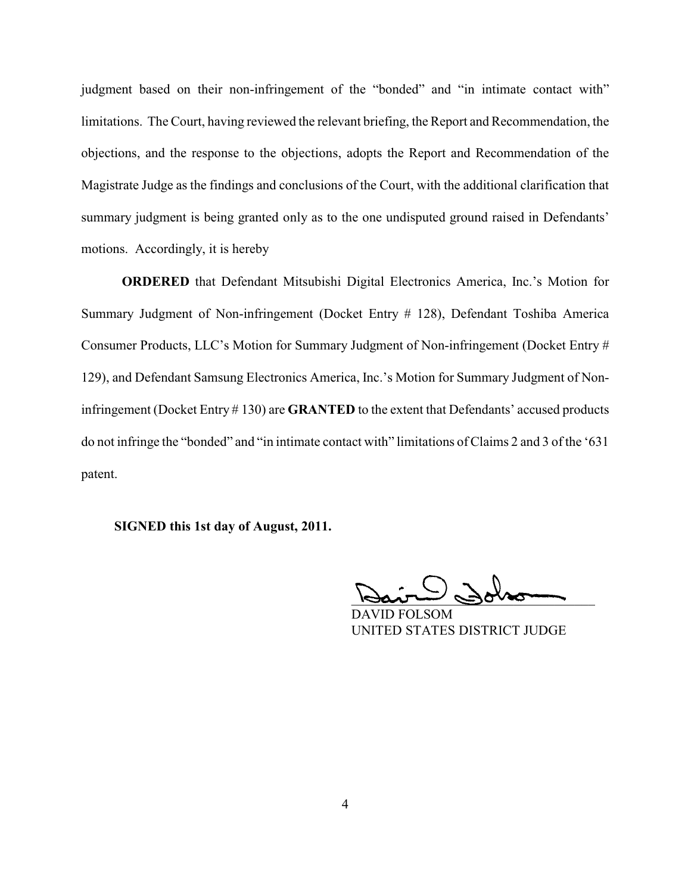judgment based on their non-infringement of the "bonded" and "in intimate contact with" limitations. The Court, having reviewed the relevant briefing, the Report and Recommendation, the objections, and the response to the objections, adopts the Report and Recommendation of the Magistrate Judge as the findings and conclusions of the Court, with the additional clarification that summary judgment is being granted only as to the one undisputed ground raised in Defendants' motions. Accordingly, it is hereby

**ORDERED** that Defendant Mitsubishi Digital Electronics America, Inc.'s Motion for Summary Judgment of Non-infringement (Docket Entry # 128), Defendant Toshiba America Consumer Products, LLC's Motion for Summary Judgment of Non-infringement (Docket Entry # 129), and Defendant Samsung Electronics America, Inc.'s Motion for Summary Judgment of Non-infringement (Docket Entry # 130) are **GRANTED** to the extent that Defendants' accused products do not infringe the "bonded" and "in intimate contact with" limitations of Claims 2 and 3 of the '631 patent.

**SIGNED this 1st day of August, 2011.**

DAVID FOLSOM
UNITED STATES DISTRICT JUDGE